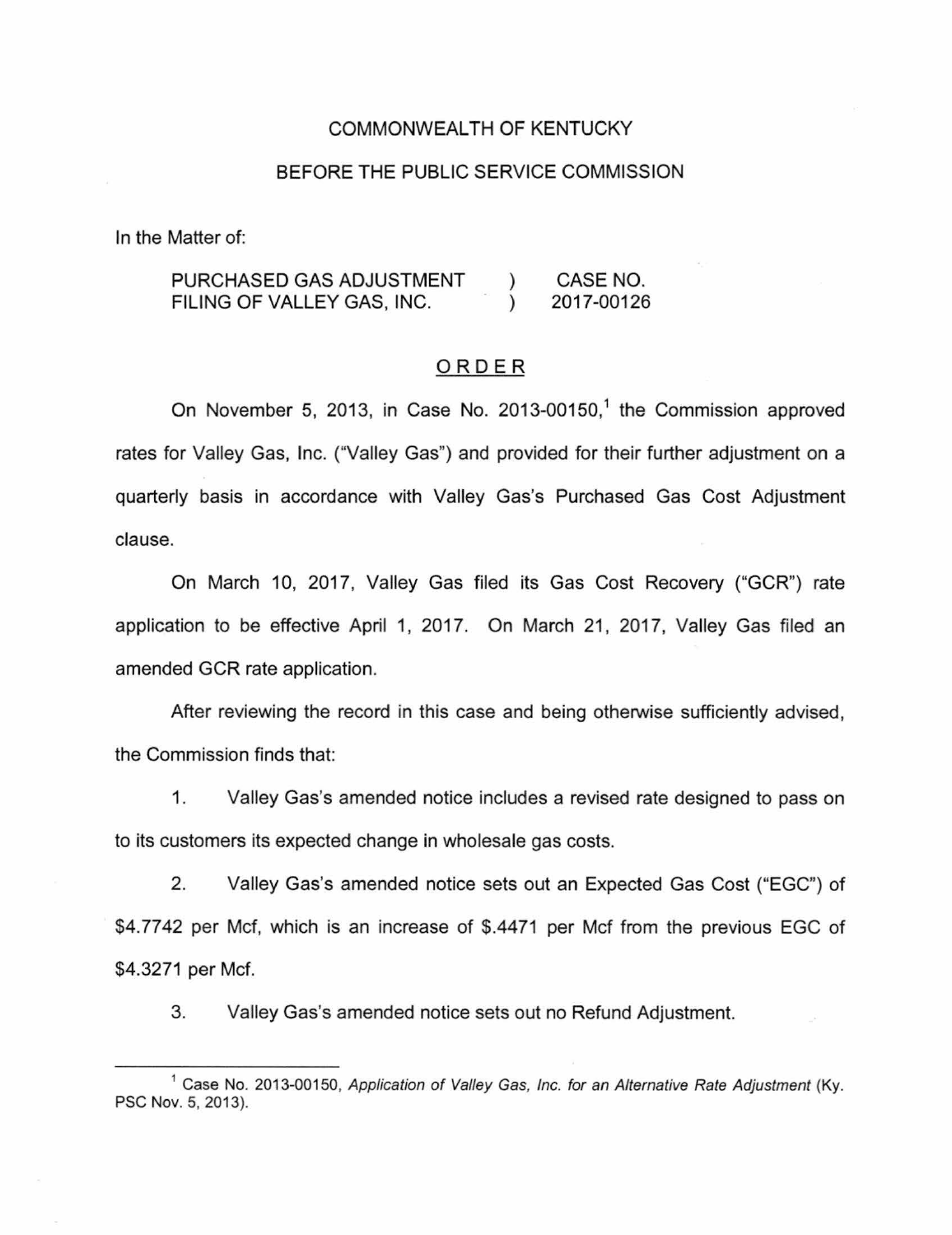COMMONWEALTH OF KENTUCKY

BEFORE THE PUBLIC SERVICE COMMISSION

In the Matter of:

| | | |
|---|---|---|
| PURCHASED GAS ADJUSTMENT FILING OF VALLEY GAS, INC. | ) ) | CASE NO. 2017-00126 |

## ORDER

On November 5, 2013, in Case No. 2013-00150,[1] the Commission approved rates for Valley Gas, Inc. ("Valley Gas") and provided for their further adjustment on a quarterly basis in accordance with Valley Gas's Purchased Gas Cost Adjustment clause.

On March 10, 2017, Valley Gas filed its Gas Cost Recovery ("GCR") rate application to be effective April 1, 2017. On March 21, 2017, Valley Gas filed an amended GCR rate application.

After reviewing the record in this case and being otherwise sufficiently advised, the Commission finds that:

1. Valley Gas's amended notice includes a revised rate designed to pass on to its customers its expected change in wholesale gas costs.

2. Valley Gas's amended notice sets out an Expected Gas Cost ("EGC") of $4.7742 per Mcf, which is an increase of $.4471 per Mcf from the previous EGC of $4.3271 per Mcf.

3. Valley Gas's amended notice sets out no Refund Adjustment.

---

[1] Case No. 2013-00150, *Application of Valley Gas, Inc. for an Alternative Rate Adjustment* (Ky. PSC Nov. 5, 2013).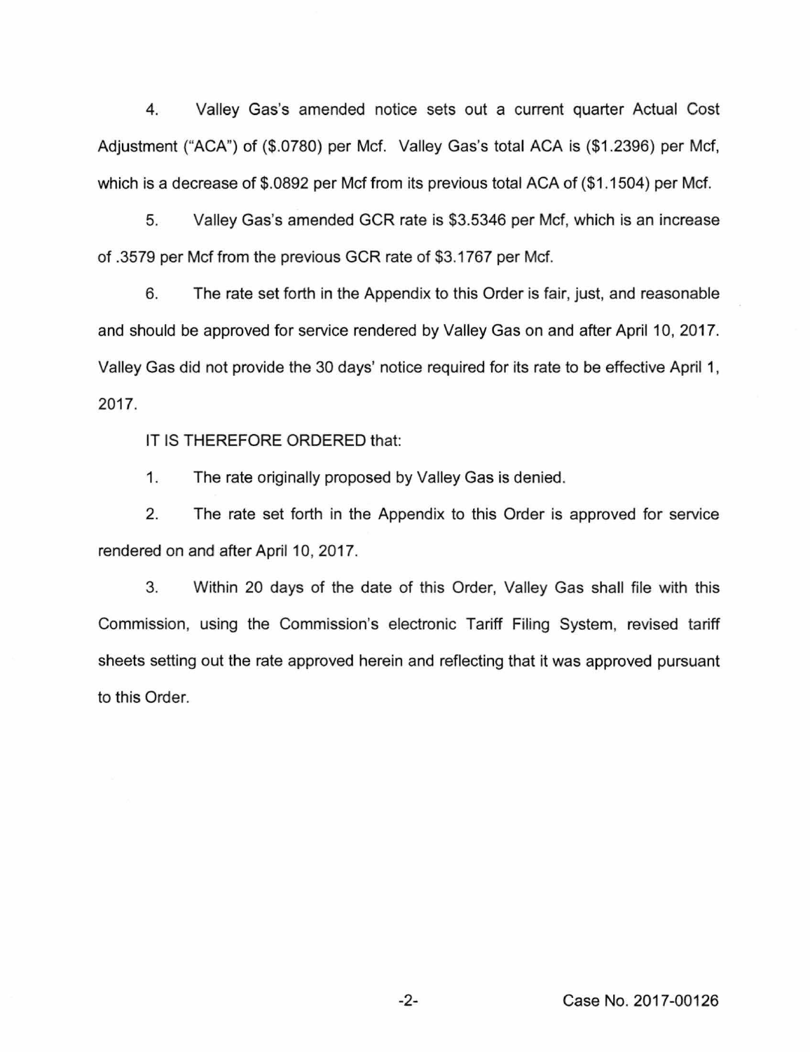4. Valley Gas's amended notice sets out a current quarter Actual Cost Adjustment ("ACA") of ($.0780) per Mcf. Valley Gas's total ACA is ($1.2396) per Mcf, which is a decrease of $.0892 per Mcf from its previous total ACA of ($1.1504) per Mcf.

5. Valley Gas's amended GCR rate is $3.5346 per Mcf, which is an increase of .3579 per Mcf from the previous GCR rate of $3.1767 per Mcf.

6. The rate set forth in the Appendix to this Order is fair, just, and reasonable and should be approved for service rendered by Valley Gas on and after April 10, 2017. Valley Gas did not provide the 30 days' notice required for its rate to be effective April 1, 2017.

IT IS THEREFORE ORDERED that:

1. The rate originally proposed by Valley Gas is denied.

2. The rate set forth in the Appendix to this Order is approved for service rendered on and after April 10, 2017.

3. Within 20 days of the date of this Order, Valley Gas shall file with this Commission, using the Commission's electronic Tariff Filing System, revised tariff sheets setting out the rate approved herein and reflecting that it was approved pursuant to this Order.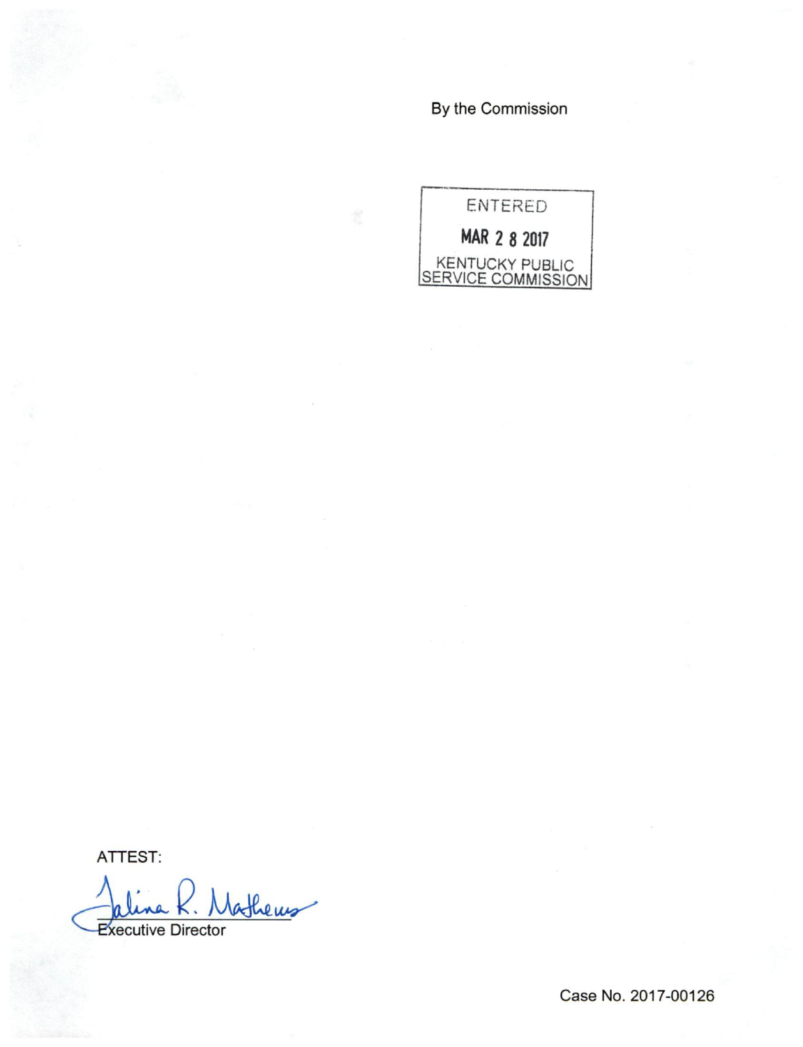By the Commission

ENTERED

MAR 2 8 2017

KENTUCKY PUBLIC SERVICE COMMISSION

ATTEST:

Executive Director

Case No. 2017-00126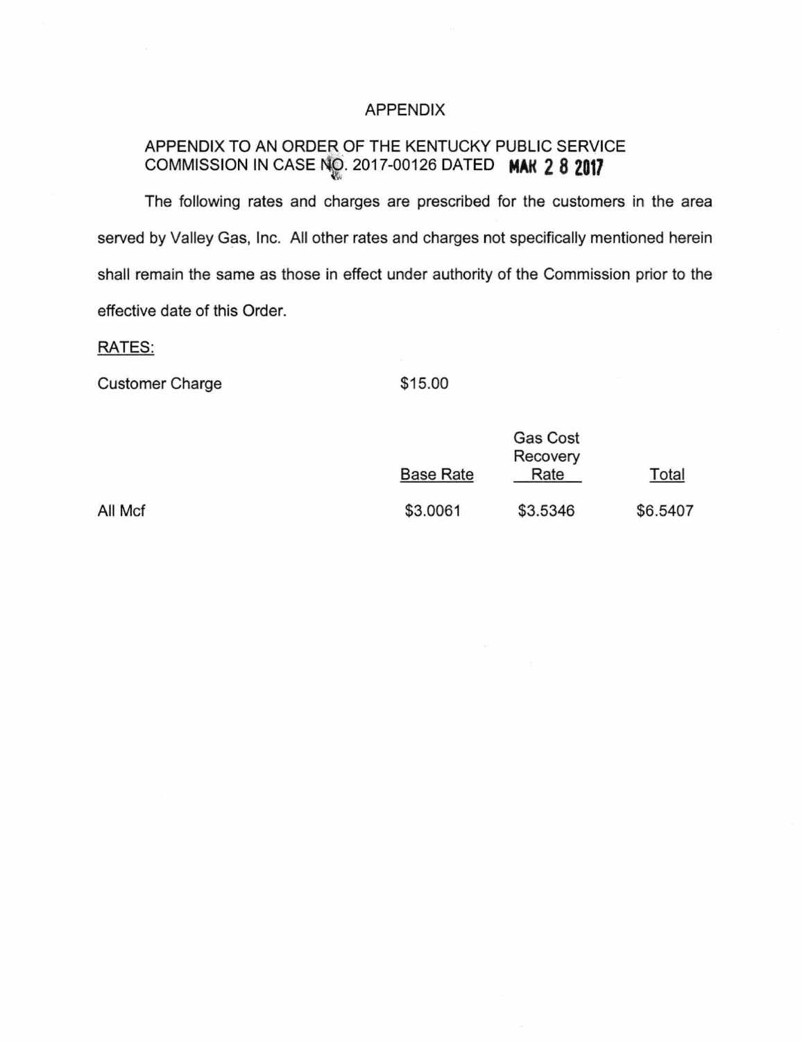# APPENDIX

## APPENDIX TO AN ORDER OF THE KENTUCKY PUBLIC SERVICE COMMISSION IN CASE NO. 2017-00126 DATED MAR 2 8 2017

The following rates and charges are prescribed for the customers in the area served by Valley Gas, Inc. All other rates and charges not specifically mentioned herein shall remain the same as those in effect under authority of the Commission prior to the effective date of this Order.

RATES:

Customer Charge $15.00

| | Base Rate | Gas Cost Recovery Rate | Total |
|---|---|---|---|
| All Mcf | $3.0061 | $3.5346 | $6.5407 |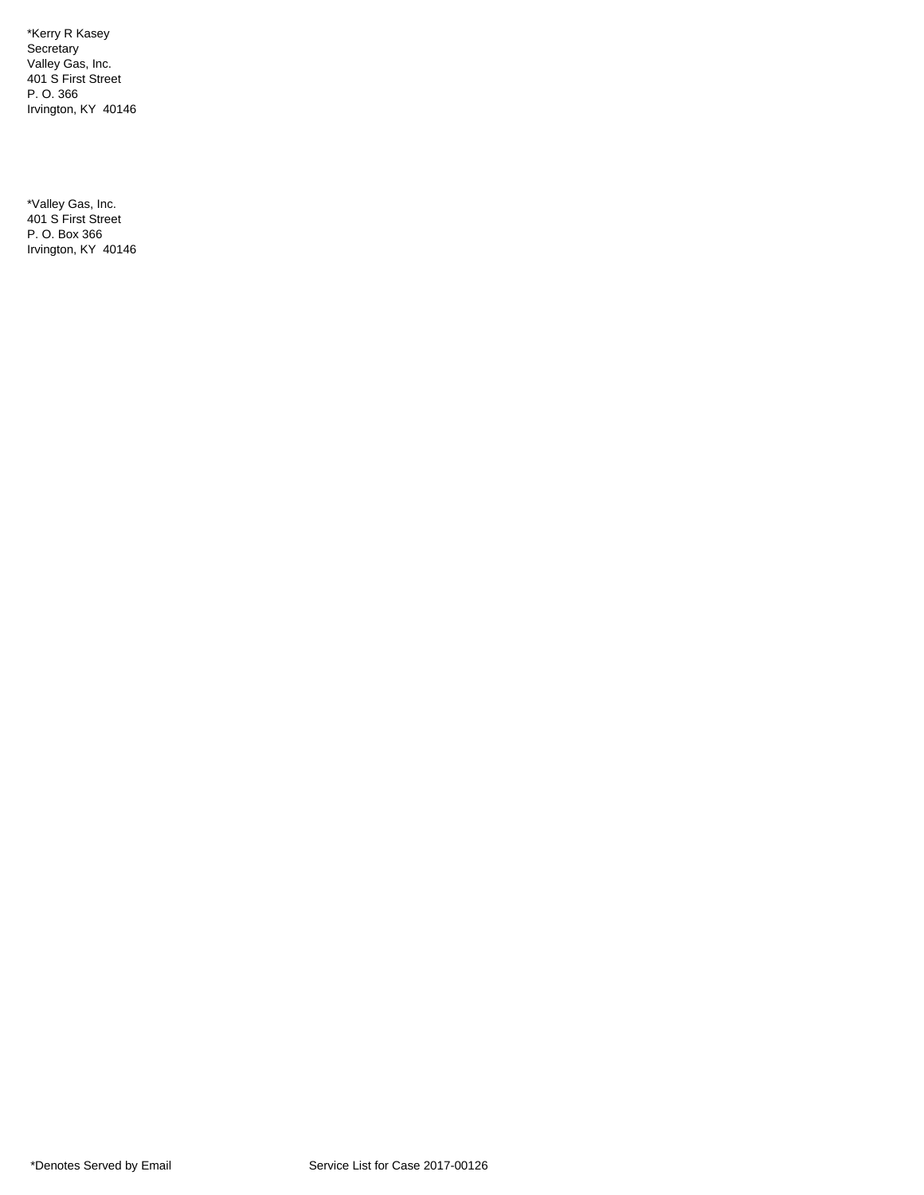*Kerry R Kasey
Secretary
Valley Gas, Inc.
401 S First Street
P. O. 366
Irvington, KY  40146

*Valley Gas, Inc.
401 S First Street
P. O. Box 366
Irvington, KY  40146

*Denotes Served by Email

Service List for Case 2017-00126